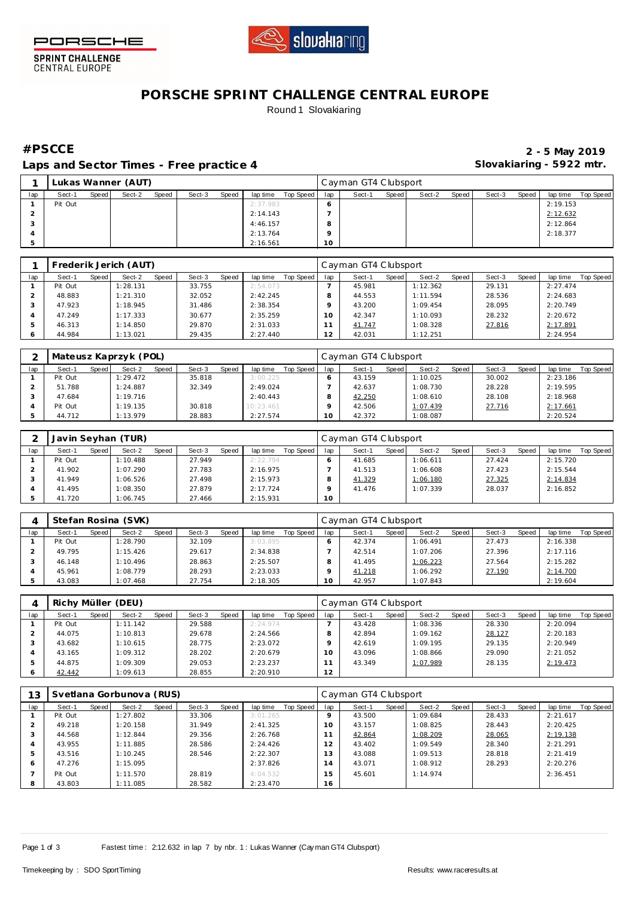PORSCHE SPRINT CHALLENGE CENTRAL EUROPE

# PORSCHE SPRINT CHALLENGE CENTRAL EUROPE

Round 1 Slovakiaring

## #PSCCE

**2 - 5 May 2019**

## Laps and Sector Times - Free practice 4

**Slovakiaring - 5922 mtr.**

| 1 | Lukas Wanner (AUT) | | | | | | | | Cayman GT4 Clubsport | | | | | | | | |
|---|---|---|---|---|---|---|---|---|---|---|---|---|---|---|---|---|---|
| lap | Sect-1 | Speed | Sect-2 | Speed | Sect-3 | Speed | lap time | Top Speed | lap | Sect-1 | Speed | Sect-2 | Speed | Sect-3 | Speed | lap time | Top Speed |
| 1 | Pit Out | | | | | | 2:37.983 | | 6 | | | | | | | 2:19.153 | |
| 2 | | | | | | | 2:14.143 | | 7 | | | | | | | 2:12.632 | |
| 3 | | | | | | | 4:46.157 | | 8 | | | | | | | 2:12.864 | |
| 4 | | | | | | | 2:13.764 | | 9 | | | | | | | 2:18.377 | |
| 5 | | | | | | | 2:16.561 | | 10 | | | | | | | | |

| 1 | Frederik Jerich (AUT) | | | | | | | | Cayman GT4 Clubsport | | | | | | | | |
|---|---|---|---|---|---|---|---|---|---|---|---|---|---|---|---|---|---|
| lap | Sect-1 | Speed | Sect-2 | Speed | Sect-3 | Speed | lap time | Top Speed | lap | Sect-1 | Speed | Sect-2 | Speed | Sect-3 | Speed | lap time | Top Speed |
| 1 | Pit Out | | 1:28.131 | | 33.755 | | 2:54.073 | | 7 | 45.981 | | 1:12.362 | | 29.131 | | 2:27.474 | |
| 2 | 48.883 | | 1:21.310 | | 32.052 | | 2:42.245 | | 8 | 44.553 | | 1:11.594 | | 28.536 | | 2:24.683 | |
| 3 | 47.923 | | 1:18.945 | | 31.486 | | 2:38.354 | | 9 | 43.200 | | 1:09.454 | | 28.095 | | 2:20.749 | |
| 4 | 47.249 | | 1:17.333 | | 30.677 | | 2:35.259 | | 10 | 42.347 | | 1:10.093 | | 28.232 | | 2:20.672 | |
| 5 | 46.313 | | 1:14.850 | | 29.870 | | 2:31.033 | | 11 | 41.747 | | 1:08.328 | | 27.816 | | 2:17.891 | |
| 6 | 44.984 | | 1:13.021 | | 29.435 | | 2:27.440 | | 12 | 42.031 | | 1:12.251 | | | | 2:24.954 | |

| 2 | Mateusz Kaprzyk (POL) | | | | | | | | Cayman GT4 Clubsport | | | | | | | | |
|---|---|---|---|---|---|---|---|---|---|---|---|---|---|---|---|---|---|
| lap | Sect-1 | Speed | Sect-2 | Speed | Sect-3 | Speed | lap time | Top Speed | lap | Sect-1 | Speed | Sect-2 | Speed | Sect-3 | Speed | lap time | Top Speed |
| 1 | Pit Out | | 1:29.472 | | 35.818 | | 3:00.225 | | 6 | 43.159 | | 1:10.025 | | 30.002 | | 2:23.186 | |
| 2 | 51.788 | | 1:24.887 | | 32.349 | | 2:49.024 | | 7 | 42.637 | | 1:08.730 | | 28.228 | | 2:19.595 | |
| 3 | 47.684 | | 1:19.716 | | | | 2:40.443 | | 8 | 42.250 | | 1:08.610 | | 28.108 | | 2:18.968 | |
| 4 | Pit Out | | 1:19.135 | | 30.818 | | 10:23.461 | | 9 | 42.506 | | 1:07.439 | | 27.716 | | 2:17.661 | |
| 5 | 44.712 | | 1:13.979 | | 28.883 | | 2:27.574 | | 10 | 42.372 | | 1:08.087 | | | | 2:20.524 | |

| 2 | Javin Seyhan (TUR) | | | | | | | | Cayman GT4 Clubsport | | | | | | | | |
|---|---|---|---|---|---|---|---|---|---|---|---|---|---|---|---|---|---|
| lap | Sect-1 | Speed | Sect-2 | Speed | Sect-3 | Speed | lap time | Top Speed | lap | Sect-1 | Speed | Sect-2 | Speed | Sect-3 | Speed | lap time | Top Speed |
| 1 | Pit Out | | 1:10.488 | | 27.949 | | 2:22.794 | | 6 | 41.685 | | 1:06.611 | | 27.424 | | 2:15.720 | |
| 2 | 41.902 | | 1:07.290 | | 27.783 | | 2:16.975 | | 7 | 41.513 | | 1:06.608 | | 27.423 | | 2:15.544 | |
| 3 | 41.949 | | 1:06.526 | | 27.498 | | 2:15.973 | | 8 | 41.329 | | 1:06.180 | | 27.325 | | 2:14.834 | |
| 4 | 41.495 | | 1:08.350 | | 27.879 | | 2:17.724 | | 9 | 41.476 | | 1:07.339 | | 28.037 | | 2:16.852 | |
| 5 | 41.720 | | 1:06.745 | | 27.466 | | 2:15.931 | | 10 | | | | | | | | |

| 4 | Stefan Rosina (SVK) | | | | | | | | Cayman GT4 Clubsport | | | | | | | | |
|---|---|---|---|---|---|---|---|---|---|---|---|---|---|---|---|---|---|
| lap | Sect-1 | Speed | Sect-2 | Speed | Sect-3 | Speed | lap time | Top Speed | lap | Sect-1 | Speed | Sect-2 | Speed | Sect-3 | Speed | lap time | Top Speed |
| 1 | Pit Out | | 1:28.790 | | 32.109 | | 3:03.895 | | 6 | 42.374 | | 1:06.491 | | 27.473 | | 2:16.338 | |
| 2 | 49.795 | | 1:15.426 | | 29.617 | | 2:34.838 | | 7 | 42.514 | | 1:07.206 | | 27.396 | | 2:17.116 | |
| 3 | 46.148 | | 1:10.496 | | 28.863 | | 2:25.507 | | 8 | 41.495 | | 1:06.223 | | 27.564 | | 2:15.282 | |
| 4 | 45.961 | | 1:08.779 | | 28.293 | | 2:23.033 | | 9 | 41.218 | | 1:06.292 | | 27.190 | | 2:14.700 | |
| 5 | 43.083 | | 1:07.468 | | 27.754 | | 2:18.305 | | 10 | 42.957 | | 1:07.843 | | | | 2:19.604 | |

| 4 | Richy Müller (DEU) | | | | | | | | Cayman GT4 Clubsport | | | | | | | | |
|---|---|---|---|---|---|---|---|---|---|---|---|---|---|---|---|---|---|
| lap | Sect-1 | Speed | Sect-2 | Speed | Sect-3 | Speed | lap time | Top Speed | lap | Sect-1 | Speed | Sect-2 | Speed | Sect-3 | Speed | lap time | Top Speed |
| 1 | Pit Out | | 1:11.142 | | 29.588 | | 2:24.974 | | 7 | 43.428 | | 1:08.336 | | 28.330 | | 2:20.094 | |
| 2 | 44.075 | | 1:10.813 | | 29.678 | | 2:24.566 | | 8 | 42.894 | | 1:09.162 | | 28.127 | | 2:20.183 | |
| 3 | 43.682 | | 1:10.615 | | 28.775 | | 2:23.072 | | 9 | 42.619 | | 1:09.195 | | 29.135 | | 2:20.949 | |
| 4 | 43.165 | | 1:09.312 | | 28.202 | | 2:20.679 | | 10 | 43.096 | | 1:08.866 | | 29.090 | | 2:21.052 | |
| 5 | 44.875 | | 1:09.309 | | 29.053 | | 2:23.237 | | 11 | 43.349 | | 1:07.989 | | 28.135 | | 2:19.473 | |
| 6 | 42.442 | | 1:09.613 | | 28.855 | | 2:20.910 | | 12 | | | | | | | | |

| 13 | Svetlana Gorbunova (RUS) | | | | | | | | Cayman GT4 Clubsport | | | | | | | | |
|---|---|---|---|---|---|---|---|---|---|---|---|---|---|---|---|---|---|
| lap | Sect-1 | Speed | Sect-2 | Speed | Sect-3 | Speed | lap time | Top Speed | lap | Sect-1 | Speed | Sect-2 | Speed | Sect-3 | Speed | lap time | Top Speed |
| 1 | Pit Out | | 1:27.802 | | 33.306 | | 3:01.265 | | 9 | 43.500 | | 1:09.684 | | 28.433 | | 2:21.617 | |
| 2 | 49.218 | | 1:20.158 | | 31.949 | | 2:41.325 | | 10 | 43.157 | | 1:08.825 | | 28.443 | | 2:20.425 | |
| 3 | 44.568 | | 1:12.844 | | 29.356 | | 2:26.768 | | 11 | 42.864 | | 1:08.209 | | 28.065 | | 2:19.138 | |
| 4 | 43.955 | | 1:11.885 | | 28.586 | | 2:24.426 | | 12 | 43.402 | | 1:09.549 | | 28.340 | | 2:21.291 | |
| 5 | 43.516 | | 1:10.245 | | 28.546 | | 2:22.307 | | 13 | 43.088 | | 1:09.513 | | 28.818 | | 2:21.419 | |
| 6 | 47.276 | | 1:15.095 | | | | 2:37.826 | | 14 | 43.071 | | 1:08.912 | | 28.293 | | 2:20.276 | |
| 7 | Pit Out | | 1:11.570 | | 28.819 | | 4:04.532 | | 15 | 45.601 | | 1:14.974 | | | | 2:36.451 | |
| 8 | 43.803 | | 1:11.085 | | 28.582 | | 2:23.470 | | 16 | | | | | | | | |

Fastest time : 2:12.632 in lap 7 by nbr. 1 : Lukas Wanner (Cayman GT4 Clubsport)

Timekeeping by : SDO SportTiming

Results: www.raceresults.at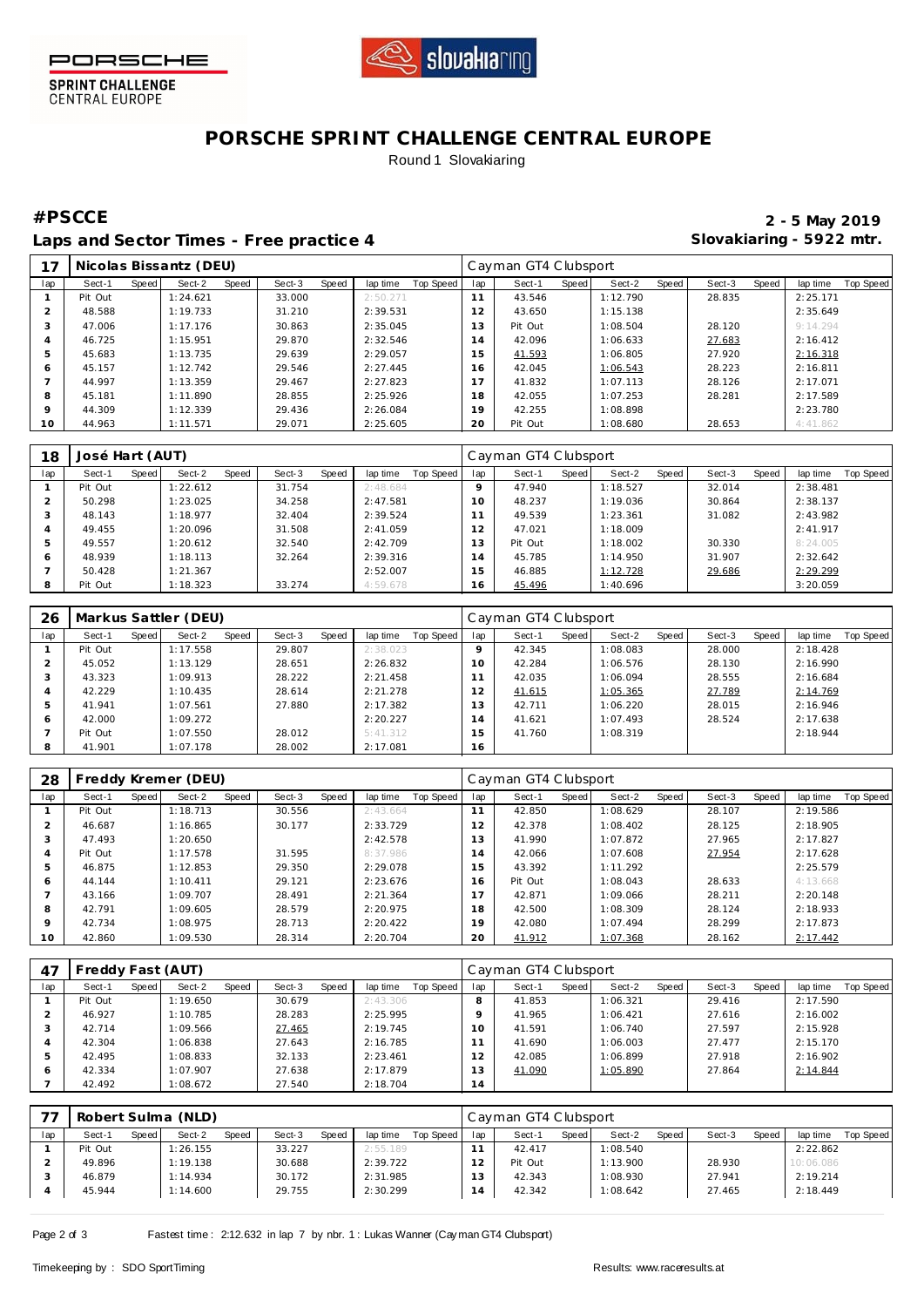# PORSCHE SPRINT CHALLENGE CENTRAL EUROPE

Round 1 Slovakiaring

## #PSCCE

**Laps and Sector Times - Free practice 4**

**2 - 5 May 2019**
**Slovakiaring - 5922 mtr.**

| 17 | Nicolas Bissantz (DEU) | | | | | | | | Cayman GT4 Clubsport | | | | | | | | |
|---|---|---|---|---|---|---|---|---|---|---|---|---|---|---|---|---|---|
| lap | Sect-1 | Speed | Sect-2 | Speed | Sect-3 | Speed | lap time | Top Speed | lap | Sect-1 | Speed | Sect-2 | Speed | Sect-3 | Speed | lap time | Top Speed |
| 1 | Pit Out | | 1:24.621 | | 33.000 | | 2:50.271 | | 11 | 43.546 | | 1:12.790 | | 28.835 | | 2:25.171 | |
| 2 | 48.588 | | 1:19.733 | | 31.210 | | 2:39.531 | | 12 | 43.650 | | 1:15.138 | | | | 2:35.649 | |
| 3 | 47.006 | | 1:17.176 | | 30.863 | | 2:35.045 | | 13 | Pit Out | | 1:08.504 | | 28.120 | | 9:14.294 | |
| 4 | 46.725 | | 1:15.951 | | 29.870 | | 2:32.546 | | 14 | 42.096 | | 1:06.633 | | 27.683 | | 2:16.412 | |
| 5 | 45.683 | | 1:13.735 | | 29.639 | | 2:29.057 | | 15 | 41.593 | | 1:06.805 | | 27.920 | | 2:16.318 | |
| 6 | 45.157 | | 1:12.742 | | 29.546 | | 2:27.445 | | 16 | 42.045 | | 1:06.543 | | 28.223 | | 2:16.811 | |
| 7 | 44.997 | | 1:13.359 | | 29.467 | | 2:27.823 | | 17 | 41.832 | | 1:07.113 | | 28.126 | | 2:17.071 | |
| 8 | 45.181 | | 1:11.890 | | 28.855 | | 2:25.926 | | 18 | 42.055 | | 1:07.253 | | 28.281 | | 2:17.589 | |
| 9 | 44.309 | | 1:12.339 | | 29.436 | | 2:26.084 | | 19 | 42.255 | | 1:08.898 | | | | 2:23.780 | |
| 10 | 44.963 | | 1:11.571 | | 29.071 | | 2:25.605 | | 20 | Pit Out | | 1:08.680 | | 28.653 | | 4:41.862 | |

| 18 | José Hart (AUT) | | | | | | | | Cayman GT4 Clubsport | | | | | | | | |
|---|---|---|---|---|---|---|---|---|---|---|---|---|---|---|---|---|---|
| lap | Sect-1 | Speed | Sect-2 | Speed | Sect-3 | Speed | lap time | Top Speed | lap | Sect-1 | Speed | Sect-2 | Speed | Sect-3 | Speed | lap time | Top Speed |
| 1 | Pit Out | | 1:22.612 | | 31.754 | | 2:48.684 | | 9 | 47.940 | | 1:18.527 | | 32.014 | | 2:38.481 | |
| 2 | 50.298 | | 1:23.025 | | 34.258 | | 2:47.581 | | 10 | 48.237 | | 1:19.036 | | 30.864 | | 2:38.137 | |
| 3 | 48.143 | | 1:18.977 | | 32.404 | | 2:39.524 | | 11 | 49.539 | | 1:23.361 | | 31.082 | | 2:43.982 | |
| 4 | 49.455 | | 1:20.096 | | 31.508 | | 2:41.059 | | 12 | 47.021 | | 1:18.009 | | | | 2:41.917 | |
| 5 | 49.557 | | 1:20.612 | | 32.540 | | 2:42.709 | | 13 | Pit Out | | 1:18.002 | | 30.330 | | 8:24.005 | |
| 6 | 48.939 | | 1:18.113 | | 32.264 | | 2:39.316 | | 14 | 45.785 | | 1:14.950 | | 31.907 | | 2:32.642 | |
| 7 | 50.428 | | 1:21.367 | | | | 2:52.007 | | 15 | 46.885 | | 1:12.728 | | 29.686 | | 2:29.299 | |
| 8 | Pit Out | | 1:18.323 | | 33.274 | | 4:59.678 | | 16 | 45.496 | | 1:40.696 | | | | 3:20.059 | |

| 26 | Markus Sattler (DEU) | | | | | | | | Cayman GT4 Clubsport | | | | | | | | |
|---|---|---|---|---|---|---|---|---|---|---|---|---|---|---|---|---|---|
| lap | Sect-1 | Speed | Sect-2 | Speed | Sect-3 | Speed | lap time | Top Speed | lap | Sect-1 | Speed | Sect-2 | Speed | Sect-3 | Speed | lap time | Top Speed |
| 1 | Pit Out | | 1:17.558 | | 29.807 | | 2:38.023 | | 9 | 42.345 | | 1:08.083 | | 28.000 | | 2:18.428 | |
| 2 | 45.052 | | 1:13.129 | | 28.651 | | 2:26.832 | | 10 | 42.284 | | 1:06.576 | | 28.130 | | 2:16.990 | |
| 3 | 43.323 | | 1:09.913 | | 28.222 | | 2:21.458 | | 11 | 42.035 | | 1:06.094 | | 28.555 | | 2:16.684 | |
| 4 | 42.229 | | 1:10.435 | | 28.614 | | 2:21.278 | | 12 | 41.615 | | 1:05.365 | | 27.789 | | 2:14.769 | |
| 5 | 41.941 | | 1:07.561 | | 27.880 | | 2:17.382 | | 13 | 42.711 | | 1:06.220 | | 28.015 | | 2:16.946 | |
| 6 | 42.000 | | 1:09.272 | | | | 2:20.227 | | 14 | 41.621 | | 1:07.493 | | 28.524 | | 2:17.638 | |
| 7 | Pit Out | | 1:07.550 | | 28.012 | | 5:41.312 | | 15 | 41.760 | | 1:08.319 | | | | 2:18.944 | |
| 8 | 41.901 | | 1:07.178 | | 28.002 | | 2:17.081 | | 16 | | | | | | | | |

| 28 | Freddy Kremer (DEU) | | | | | | | | Cayman GT4 Clubsport | | | | | | | | |
|---|---|---|---|---|---|---|---|---|---|---|---|---|---|---|---|---|---|
| lap | Sect-1 | Speed | Sect-2 | Speed | Sect-3 | Speed | lap time | Top Speed | lap | Sect-1 | Speed | Sect-2 | Speed | Sect-3 | Speed | lap time | Top Speed |
| 1 | Pit Out | | 1:18.713 | | 30.556 | | 2:43.664 | | 11 | 42.850 | | 1:08.629 | | 28.107 | | 2:19.586 | |
| 2 | 46.687 | | 1:16.865 | | 30.177 | | 2:33.729 | | 12 | 42.378 | | 1:08.402 | | 28.125 | | 2:18.905 | |
| 3 | 47.493 | | 1:20.650 | | | | 2:42.578 | | 13 | 41.990 | | 1:07.872 | | 27.965 | | 2:17.827 | |
| 4 | Pit Out | | 1:17.578 | | 31.595 | | 8:37.986 | | 14 | 42.066 | | 1:07.608 | | 27.954 | | 2:17.628 | |
| 5 | 46.875 | | 1:12.853 | | 29.350 | | 2:29.078 | | 15 | 43.392 | | 1:11.292 | | | | 2:25.579 | |
| 6 | 44.144 | | 1:10.411 | | 29.121 | | 2:23.676 | | 16 | Pit Out | | 1:08.043 | | 28.633 | | 4:13.668 | |
| 7 | 43.166 | | 1:09.707 | | 28.491 | | 2:21.364 | | 17 | 42.871 | | 1:09.066 | | 28.211 | | 2:20.148 | |
| 8 | 42.791 | | 1:09.605 | | 28.579 | | 2:20.975 | | 18 | 42.500 | | 1:08.309 | | 28.124 | | 2:18.933 | |
| 9 | 42.734 | | 1:08.975 | | 28.713 | | 2:20.422 | | 19 | 42.080 | | 1:07.494 | | 28.299 | | 2:17.873 | |
| 10 | 42.860 | | 1:09.530 | | 28.314 | | 2:20.704 | | 20 | 41.912 | | 1:07.368 | | 28.162 | | 2:17.442 | |

| 47 | Freddy Fast (AUT) | | | | | | | | Cayman GT4 Clubsport | | | | | | | | |
|---|---|---|---|---|---|---|---|---|---|---|---|---|---|---|---|---|---|
| lap | Sect-1 | Speed | Sect-2 | Speed | Sect-3 | Speed | lap time | Top Speed | lap | Sect-1 | Speed | Sect-2 | Speed | Sect-3 | Speed | lap time | Top Speed |
| 1 | Pit Out | | 1:19.650 | | 30.679 | | 2:43.306 | | 8 | 41.853 | | 1:06.321 | | 29.416 | | 2:17.590 | |
| 2 | 46.927 | | 1:10.785 | | 28.283 | | 2:25.995 | | 9 | 41.965 | | 1:06.421 | | 27.616 | | 2:16.002 | |
| 3 | 42.714 | | 1:09.566 | | 27.465 | | 2:19.745 | | 10 | 41.591 | | 1:06.740 | | 27.597 | | 2:15.928 | |
| 4 | 42.304 | | 1:06.838 | | 27.643 | | 2:16.785 | | 11 | 41.690 | | 1:06.003 | | 27.477 | | 2:15.170 | |
| 5 | 42.495 | | 1:08.833 | | 32.133 | | 2:23.461 | | 12 | 42.085 | | 1:06.899 | | 27.918 | | 2:16.902 | |
| 6 | 42.334 | | 1:07.907 | | 27.638 | | 2:17.879 | | 13 | 41.090 | | 1:05.890 | | 27.864 | | 2:14.844 | |
| 7 | 42.492 | | 1:08.672 | | 27.540 | | 2:18.704 | | 14 | | | | | | | | |

| 77 | Robert Sulma (NLD) | | | | | | | | Cayman GT4 Clubsport | | | | | | | | |
|---|---|---|---|---|---|---|---|---|---|---|---|---|---|---|---|---|---|
| lap | Sect-1 | Speed | Sect-2 | Speed | Sect-3 | Speed | lap time | Top Speed | lap | Sect-1 | Speed | Sect-2 | Speed | Sect-3 | Speed | lap time | Top Speed |
| 1 | Pit Out | | 1:26.155 | | 33.227 | | 2:55.189 | | 11 | 42.417 | | 1:08.540 | | | | 2:22.862 | |
| 2 | 49.896 | | 1:19.138 | | 30.688 | | 2:39.722 | | 12 | Pit Out | | 1:13.900 | | 28.930 | | 10:06.086 | |
| 3 | 46.879 | | 1:14.934 | | 30.172 | | 2:31.985 | | 13 | 42.343 | | 1:08.930 | | 27.941 | | 2:19.214 | |
| 4 | 45.944 | | 1:14.600 | | 29.755 | | 2:30.299 | | 14 | 42.342 | | 1:08.642 | | 27.465 | | 2:18.449 | |

Fastest time : 2:12.632 in lap 7 by nbr. 1 : Lukas Wanner (Cayman GT4 Clubsport)

Timekeeping by : SDO SportTiming

Results: www.raceresults.at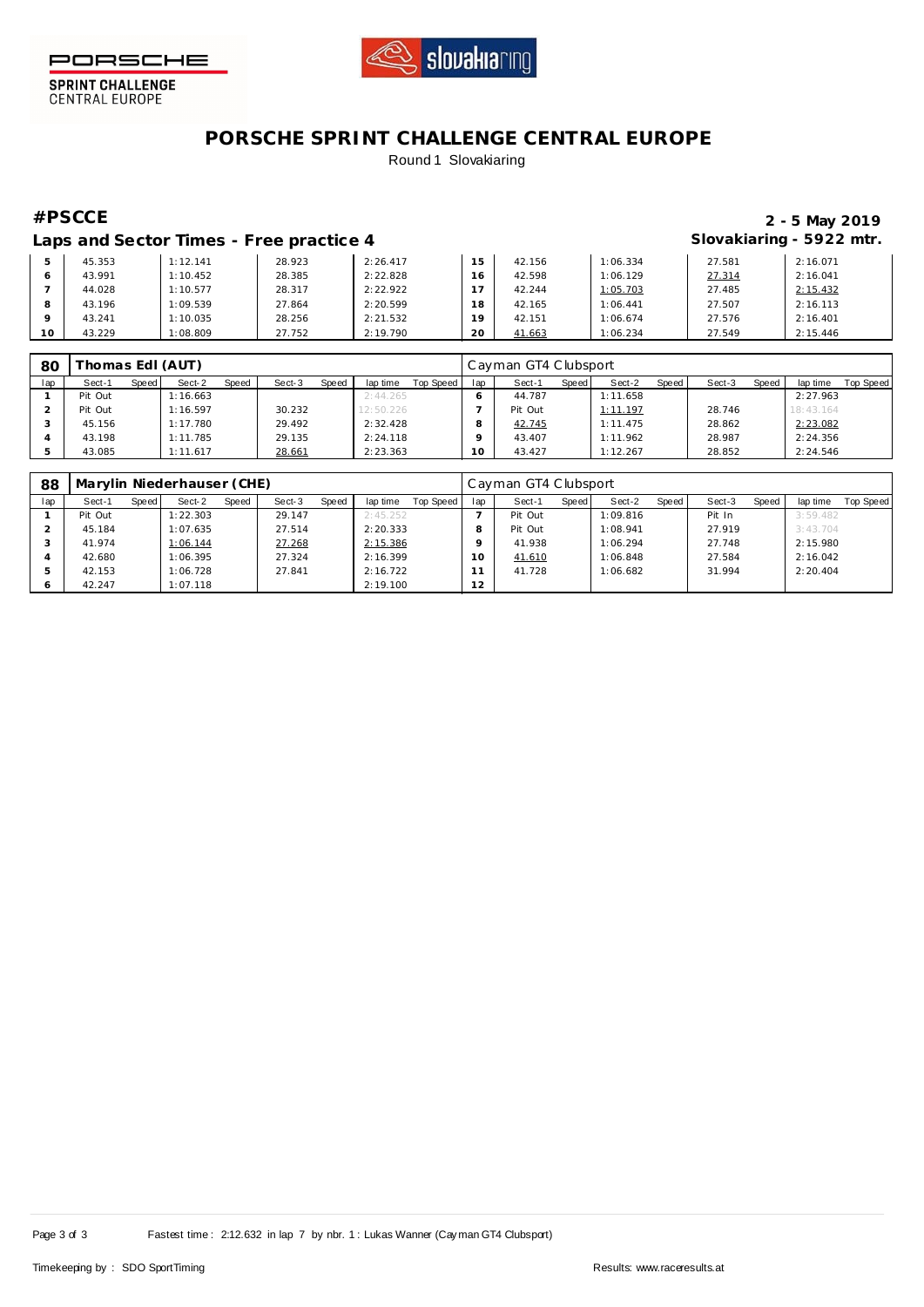# PORSCHE SPRINT CHALLENGE CENTRAL EUROPE

Round 1 Slovakiaring

## #PSCCE

**2 - 5 May 2019**

### Laps and Sector Times - Free practice 4

**Slovakiaring - 5922 mtr.**

| lap | Sect-1 | Speed | Sect-2 | Speed | Sect-3 | Speed | lap time | Top Speed | lap | Sect-1 | Speed | Sect-2 | Speed | Sect-3 | Speed | lap time | Top Speed |
|---|---|---|---|---|---|---|---|---|---|---|---|---|---|---|---|---|---|
| 5 | 45.353 | | 1:12.141 | | 28.923 | | 2:26.417 | | 15 | 42.156 | | 1:06.334 | | 27.581 | | 2:16.071 | |
| 6 | 43.991 | | 1:10.452 | | 28.385 | | 2:22.828 | | 16 | 42.598 | | 1:06.129 | | 27.314 | | 2:16.041 | |
| 7 | 44.028 | | 1:10.577 | | 28.317 | | 2:22.922 | | 17 | 42.244 | | 1:05.703 | | 27.485 | | 2:15.432 | |
| 8 | 43.196 | | 1:09.539 | | 27.864 | | 2:20.599 | | 18 | 42.165 | | 1:06.441 | | 27.507 | | 2:16.113 | |
| 9 | 43.241 | | 1:10.035 | | 28.256 | | 2:21.532 | | 19 | 42.151 | | 1:06.674 | | 27.576 | | 2:16.401 | |
| 10 | 43.229 | | 1:08.809 | | 27.752 | | 2:19.790 | | 20 | 41.663 | | 1:06.234 | | 27.549 | | 2:15.446 | |

**80 Thomas Edl (AUT)** — Cayman GT4 Clubsport

| lap | Sect-1 | Speed | Sect-2 | Speed | Sect-3 | Speed | lap time | Top Speed | lap | Sect-1 | Speed | Sect-2 | Speed | Sect-3 | Speed | lap time | Top Speed |
|---|---|---|---|---|---|---|---|---|---|---|---|---|---|---|---|---|---|
| 1 | Pit Out | | 1:16.663 | | | | 2:44.265 | | 6 | 44.787 | | 1:11.658 | | | | 2:27.963 | |
| 2 | Pit Out | | 1:16.597 | | 30.232 | | 12:50.226 | | 7 | Pit Out | | 1:11.197 | | 28.746 | | 18:43.164 | |
| 3 | 45.156 | | 1:17.780 | | 29.492 | | 2:32.428 | | 8 | 42.745 | | 1:11.475 | | 28.862 | | 2:23.082 | |
| 4 | 43.198 | | 1:11.785 | | 29.135 | | 2:24.118 | | 9 | 43.407 | | 1:11.962 | | 28.987 | | 2:24.356 | |
| 5 | 43.085 | | 1:11.617 | | 28.661 | | 2:23.363 | | 10 | 43.427 | | 1:12.267 | | 28.852 | | 2:24.546 | |

**88 Marylin Niederhauser (CHE)** — Cayman GT4 Clubsport

| lap | Sect-1 | Speed | Sect-2 | Speed | Sect-3 | Speed | lap time | Top Speed | lap | Sect-1 | Speed | Sect-2 | Speed | Sect-3 | Speed | lap time | Top Speed |
|---|---|---|---|---|---|---|---|---|---|---|---|---|---|---|---|---|---|
| 1 | Pit Out | | 1:22.303 | | 29.147 | | 2:45.252 | | 7 | Pit Out | | 1:09.816 | | Pit In | | 3:59.482 | |
| 2 | 45.184 | | 1:07.635 | | 27.514 | | 2:20.333 | | 8 | Pit Out | | 1:08.941 | | 27.919 | | 3:43.704 | |
| 3 | 41.974 | | 1:06.144 | | 27.268 | | 2:15.386 | | 9 | 41.938 | | 1:06.294 | | 27.748 | | 2:15.980 | |
| 4 | 42.680 | | 1:06.395 | | 27.324 | | 2:16.399 | | 10 | 41.610 | | 1:06.848 | | 27.584 | | 2:16.042 | |
| 5 | 42.153 | | 1:06.728 | | 27.841 | | 2:16.722 | | 11 | 41.728 | | 1:06.682 | | 31.994 | | 2:20.404 | |
| 6 | 42.247 | | 1:07.118 | | | | 2:19.100 | | 12 | | | | | | | | |

Fastest time : 2:12.632 in lap 7 by nbr. 1 : Lukas Wanner (Cayman GT4 Clubsport)

Timekeeping by : SDO SportTiming

Results: www.raceresults.at